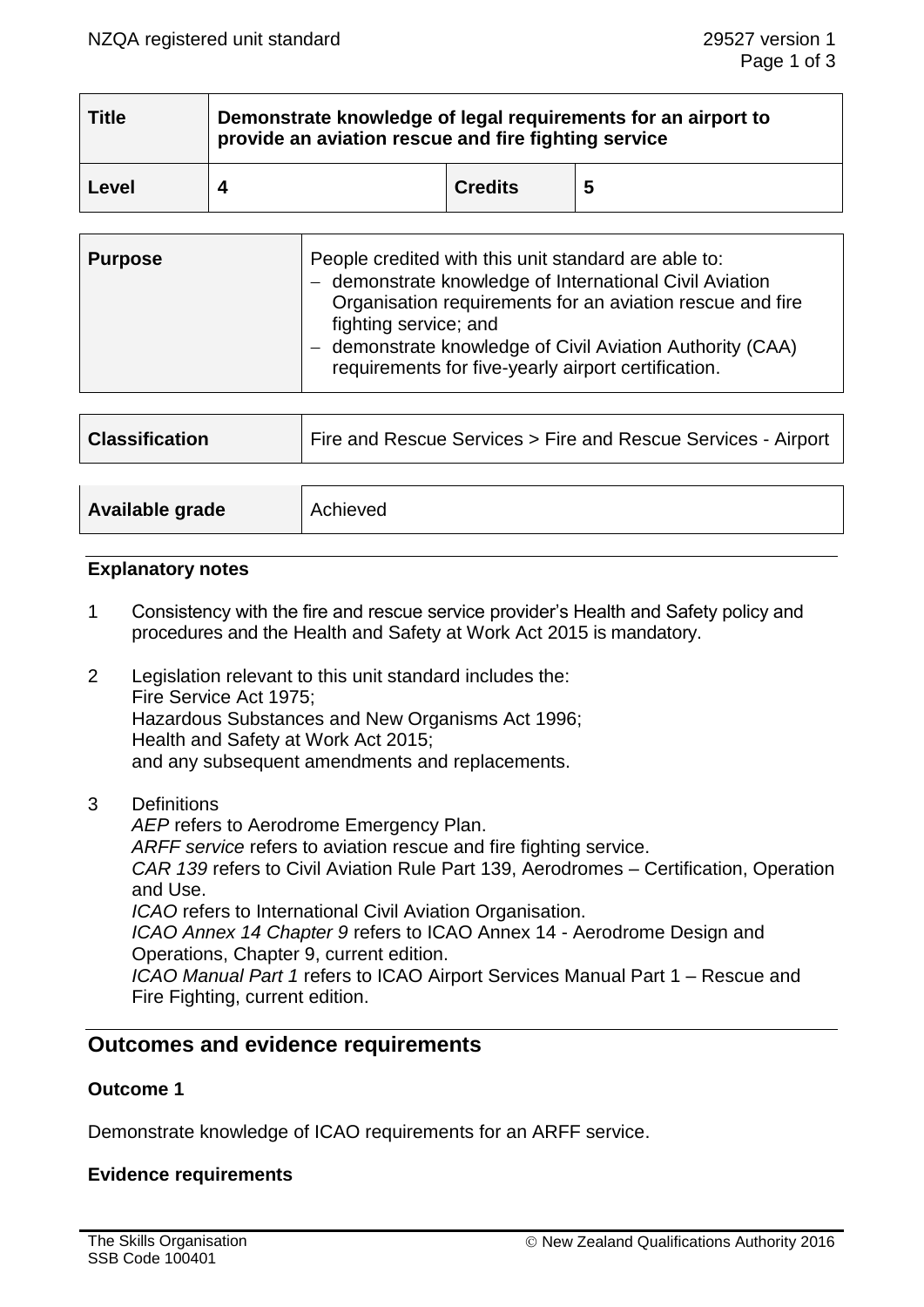| Title | Demonstrate knowledge of legal requirements for an airport to provide an aviation rescue and fire fighting service | | |
|---|---|---|---|
| Level | 4 | Credits | 5 |

| Purpose | People credited with this unit standard are able to: – demonstrate knowledge of International Civil Aviation Organisation requirements for an aviation rescue and fire fighting service; and – demonstrate knowledge of Civil Aviation Authority (CAA) requirements for five-yearly airport certification. |
|---|---|

| Classification | Fire and Rescue Services > Fire and Rescue Services - Airport |
|---|---|

| Available grade | Achieved |
|---|---|

### Explanatory notes

1. Consistency with the fire and rescue service provider's Health and Safety policy and procedures and the Health and Safety at Work Act 2015 is mandatory.

2. Legislation relevant to this unit standard includes the:
   Fire Service Act 1975;
   Hazardous Substances and New Organisms Act 1996;
   Health and Safety at Work Act 2015;
   and any subsequent amendments and replacements.

3. Definitions
   *AEP* refers to Aerodrome Emergency Plan.
   *ARFF service* refers to aviation rescue and fire fighting service.
   *CAR 139* refers to Civil Aviation Rule Part 139, Aerodromes – Certification, Operation and Use.
   *ICAO* refers to International Civil Aviation Organisation.
   *ICAO Annex 14 Chapter 9* refers to ICAO Annex 14 - Aerodrome Design and Operations, Chapter 9, current edition.
   *ICAO Manual Part 1* refers to ICAO Airport Services Manual Part 1 – Rescue and Fire Fighting, current edition.

## Outcomes and evidence requirements

### Outcome 1

Demonstrate knowledge of ICAO requirements for an ARFF service.

### Evidence requirements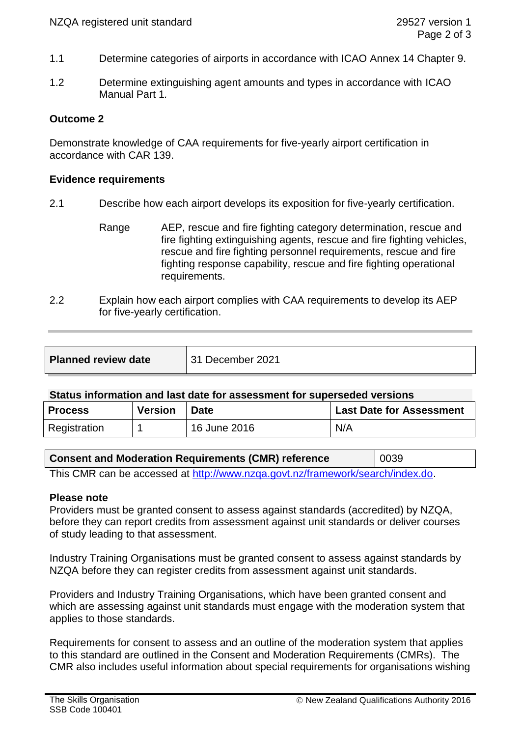1.1 Determine categories of airports in accordance with ICAO Annex 14 Chapter 9.

1.2 Determine extinguishing agent amounts and types in accordance with ICAO Manual Part 1*.*

**Outcome 2**

Demonstrate knowledge of CAA requirements for five-yearly airport certification in accordance with CAR 139.

**Evidence requirements**

2.1 Describe how each airport develops its exposition for five-yearly certification.

Range AEP, rescue and fire fighting category determination, rescue and fire fighting extinguishing agents, rescue and fire fighting vehicles, rescue and fire fighting personnel requirements, rescue and fire fighting response capability, rescue and fire fighting operational requirements.

2.2 Explain how each airport complies with CAA requirements to develop its AEP for five-yearly certification.

| **Planned review date** | 31 December 2021 |
|---|---|

**Status information and last date for assessment for superseded versions**

| Process | Version | Date | Last Date for Assessment |
|---|---|---|---|
| Registration | 1 | 16 June 2016 | N/A |

| **Consent and Moderation Requirements (CMR) reference** | 0039 |
|---|---|

This CMR can be accessed at http://www.nzqa.govt.nz/framework/search/index.do.

**Please note**

Providers must be granted consent to assess against standards (accredited) by NZQA, before they can report credits from assessment against unit standards or deliver courses of study leading to that assessment.

Industry Training Organisations must be granted consent to assess against standards by NZQA before they can register credits from assessment against unit standards.

Providers and Industry Training Organisations, which have been granted consent and which are assessing against unit standards must engage with the moderation system that applies to those standards.

Requirements for consent to assess and an outline of the moderation system that applies to this standard are outlined in the Consent and Moderation Requirements (CMRs). The CMR also includes useful information about special requirements for organisations wishing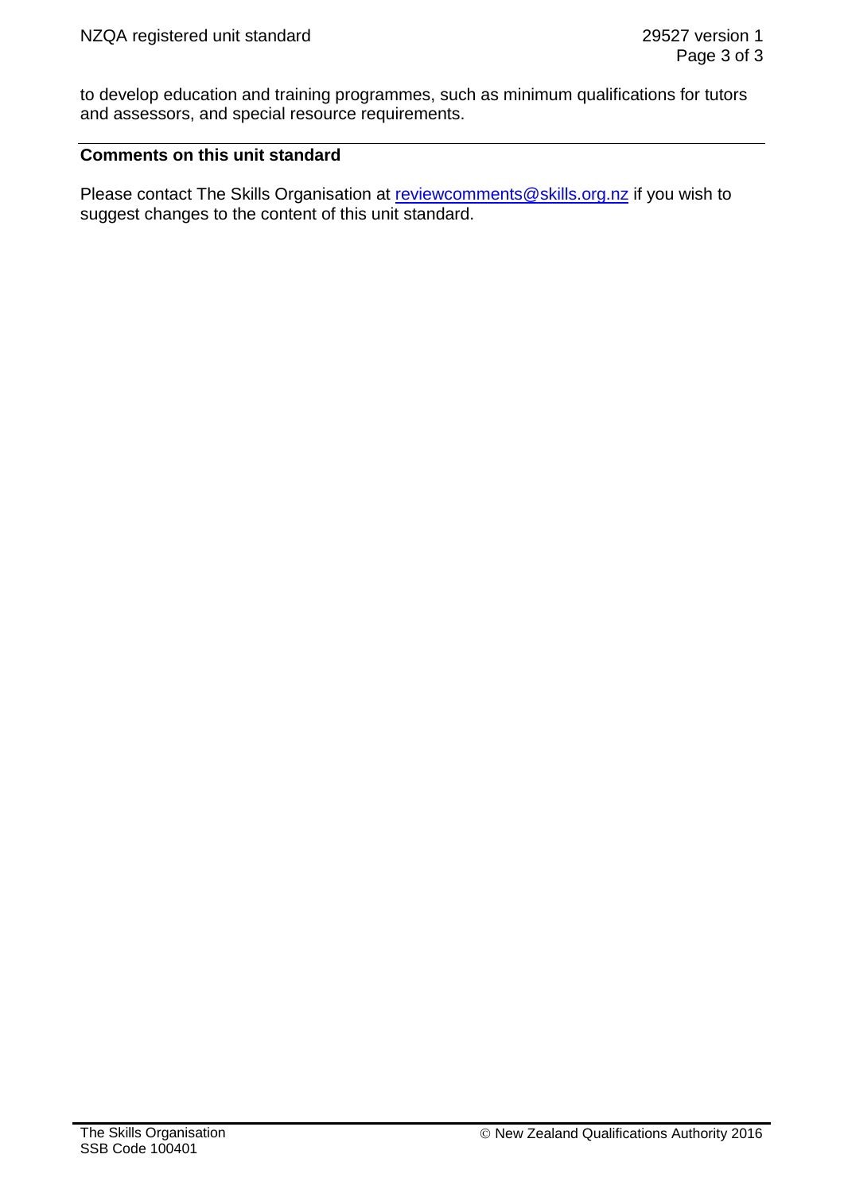to develop education and training programmes, such as minimum qualifications for tutors and assessors, and special resource requirements.

## Comments on this unit standard

Please contact The Skills Organisation at reviewcomments@skills.org.nz if you wish to suggest changes to the content of this unit standard.